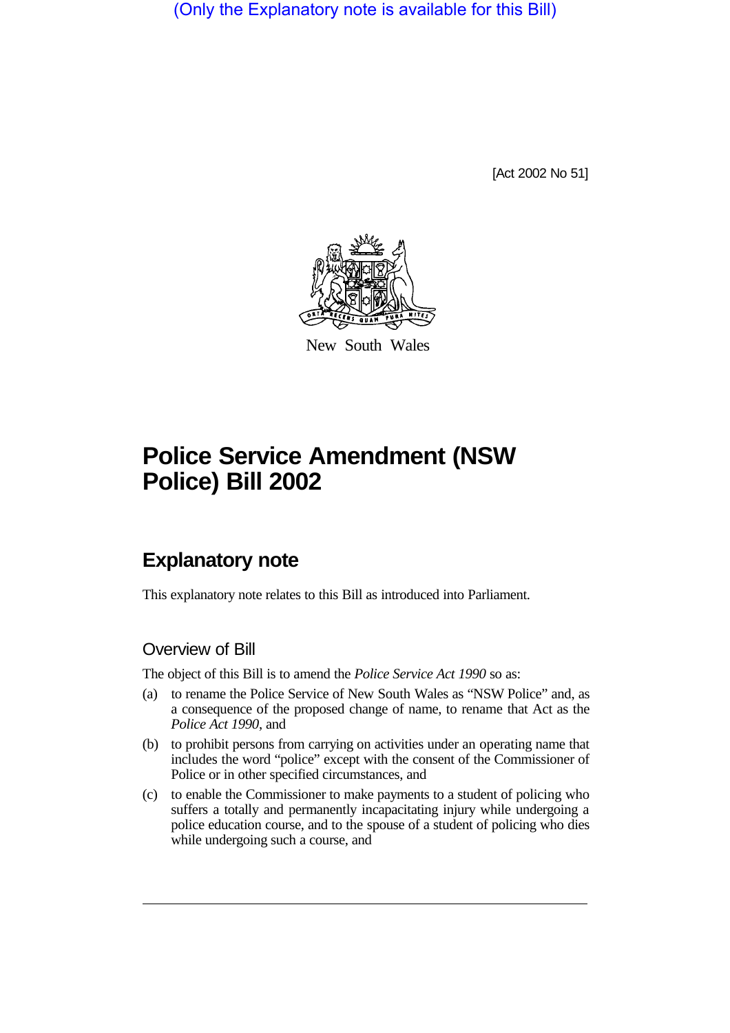(Only the Explanatory note is available for this Bill)

[Act 2002 No 51]

New South Wales

# Police Service Amendment (NSW Police) Bill 2002

## Explanatory note

This explanatory note relates to this Bill as introduced into Parliament.

### Overview of Bill

The object of this Bill is to amend the *Police Service Act 1990* so as:

(a) to rename the Police Service of New South Wales as "NSW Police" and, as a consequence of the proposed change of name, to rename that Act as the *Police Act 1990*, and

(b) to prohibit persons from carrying on activities under an operating name that includes the word "police" except with the consent of the Commissioner of Police or in other specified circumstances, and

(c) to enable the Commissioner to make payments to a student of policing who suffers a totally and permanently incapacitating injury while undergoing a police education course, and to the spouse of a student of policing who dies while undergoing such a course, and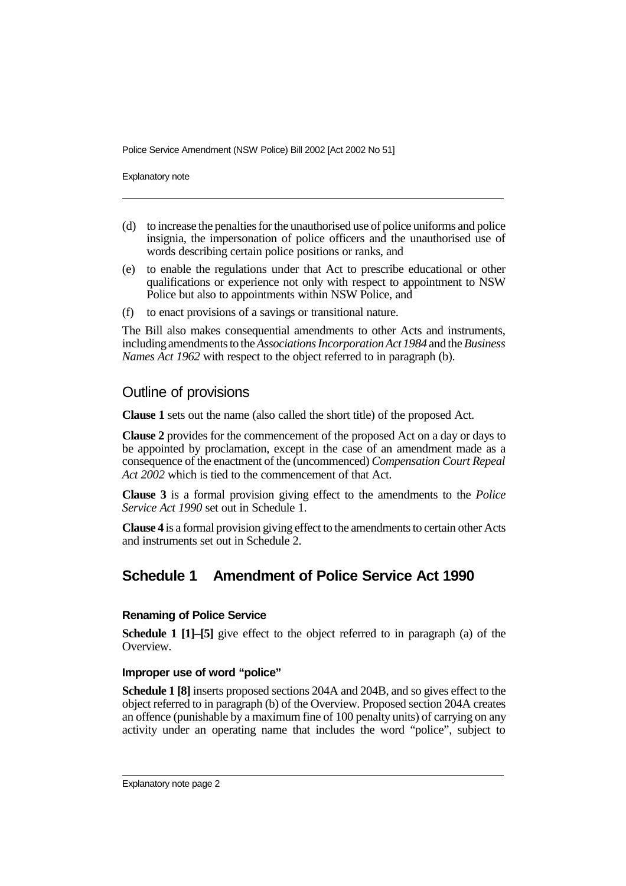(d) to increase the penalties for the unauthorised use of police uniforms and police insignia, the impersonation of police officers and the unauthorised use of words describing certain police positions or ranks, and

(e) to enable the regulations under that Act to prescribe educational or other qualifications or experience not only with respect to appointment to NSW Police but also to appointments within NSW Police, and

(f) to enact provisions of a savings or transitional nature.

The Bill also makes consequential amendments to other Acts and instruments, including amendments to the *Associations Incorporation Act 1984* and the *Business Names Act 1962* with respect to the object referred to in paragraph (b).

## Outline of provisions

**Clause 1** sets out the name (also called the short title) of the proposed Act.

**Clause 2** provides for the commencement of the proposed Act on a day or days to be appointed by proclamation, except in the case of an amendment made as a consequence of the enactment of the (uncommenced) *Compensation Court Repeal Act 2002* which is tied to the commencement of that Act.

**Clause 3** is a formal provision giving effect to the amendments to the *Police Service Act 1990* set out in Schedule 1.

**Clause 4** is a formal provision giving effect to the amendments to certain other Acts and instruments set out in Schedule 2.

## Schedule 1 Amendment of Police Service Act 1990

### Renaming of Police Service

**Schedule 1 [1]–[5]** give effect to the object referred to in paragraph (a) of the Overview.

### Improper use of word "police"

**Schedule 1 [8]** inserts proposed sections 204A and 204B, and so gives effect to the object referred to in paragraph (b) of the Overview. Proposed section 204A creates an offence (punishable by a maximum fine of 100 penalty units) of carrying on any activity under an operating name that includes the word "police", subject to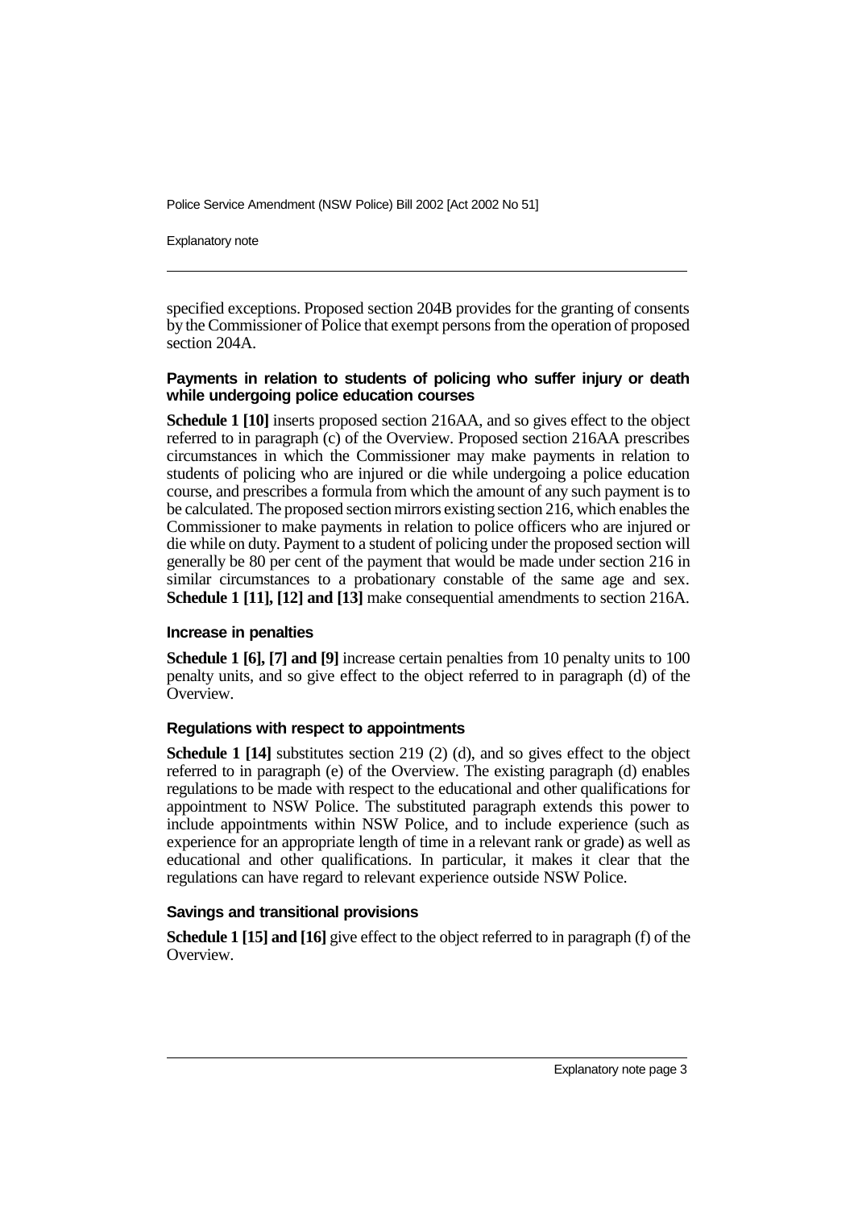specified exceptions. Proposed section 204B provides for the granting of consents by the Commissioner of Police that exempt persons from the operation of proposed section 204A.

#### Payments in relation to students of policing who suffer injury or death while undergoing police education courses

**Schedule 1 [10]** inserts proposed section 216AA, and so gives effect to the object referred to in paragraph (c) of the Overview. Proposed section 216AA prescribes circumstances in which the Commissioner may make payments in relation to students of policing who are injured or die while undergoing a police education course, and prescribes a formula from which the amount of any such payment is to be calculated. The proposed section mirrors existing section 216, which enables the Commissioner to make payments in relation to police officers who are injured or die while on duty. Payment to a student of policing under the proposed section will generally be 80 per cent of the payment that would be made under section 216 in similar circumstances to a probationary constable of the same age and sex. **Schedule 1 [11], [12] and [13]** make consequential amendments to section 216A.

#### Increase in penalties

**Schedule 1 [6], [7] and [9]** increase certain penalties from 10 penalty units to 100 penalty units, and so give effect to the object referred to in paragraph (d) of the Overview.

#### Regulations with respect to appointments

**Schedule 1 [14]** substitutes section 219 (2) (d), and so gives effect to the object referred to in paragraph (e) of the Overview. The existing paragraph (d) enables regulations to be made with respect to the educational and other qualifications for appointment to NSW Police. The substituted paragraph extends this power to include appointments within NSW Police, and to include experience (such as experience for an appropriate length of time in a relevant rank or grade) as well as educational and other qualifications. In particular, it makes it clear that the regulations can have regard to relevant experience outside NSW Police.

#### Savings and transitional provisions

**Schedule 1 [15] and [16]** give effect to the object referred to in paragraph (f) of the Overview.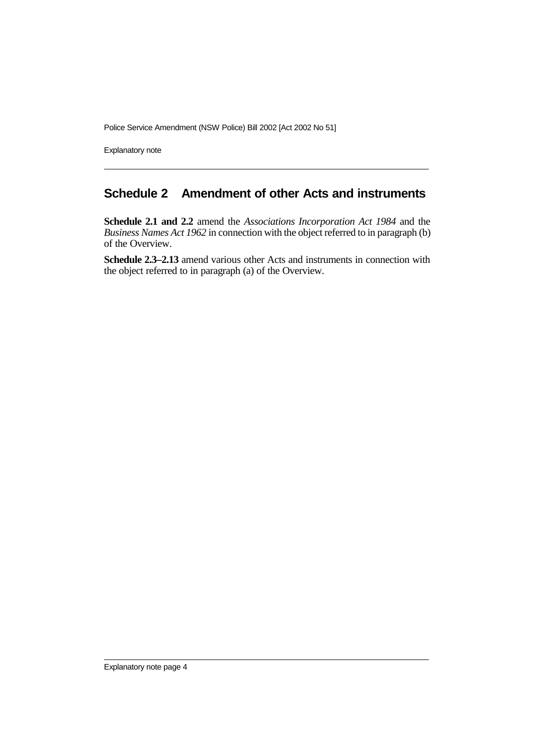## Schedule 2 Amendment of other Acts and instruments

**Schedule 2.1 and 2.2** amend the *Associations Incorporation Act 1984* and the *Business Names Act 1962* in connection with the object referred to in paragraph (b) of the Overview.

**Schedule 2.3–2.13** amend various other Acts and instruments in connection with the object referred to in paragraph (a) of the Overview.